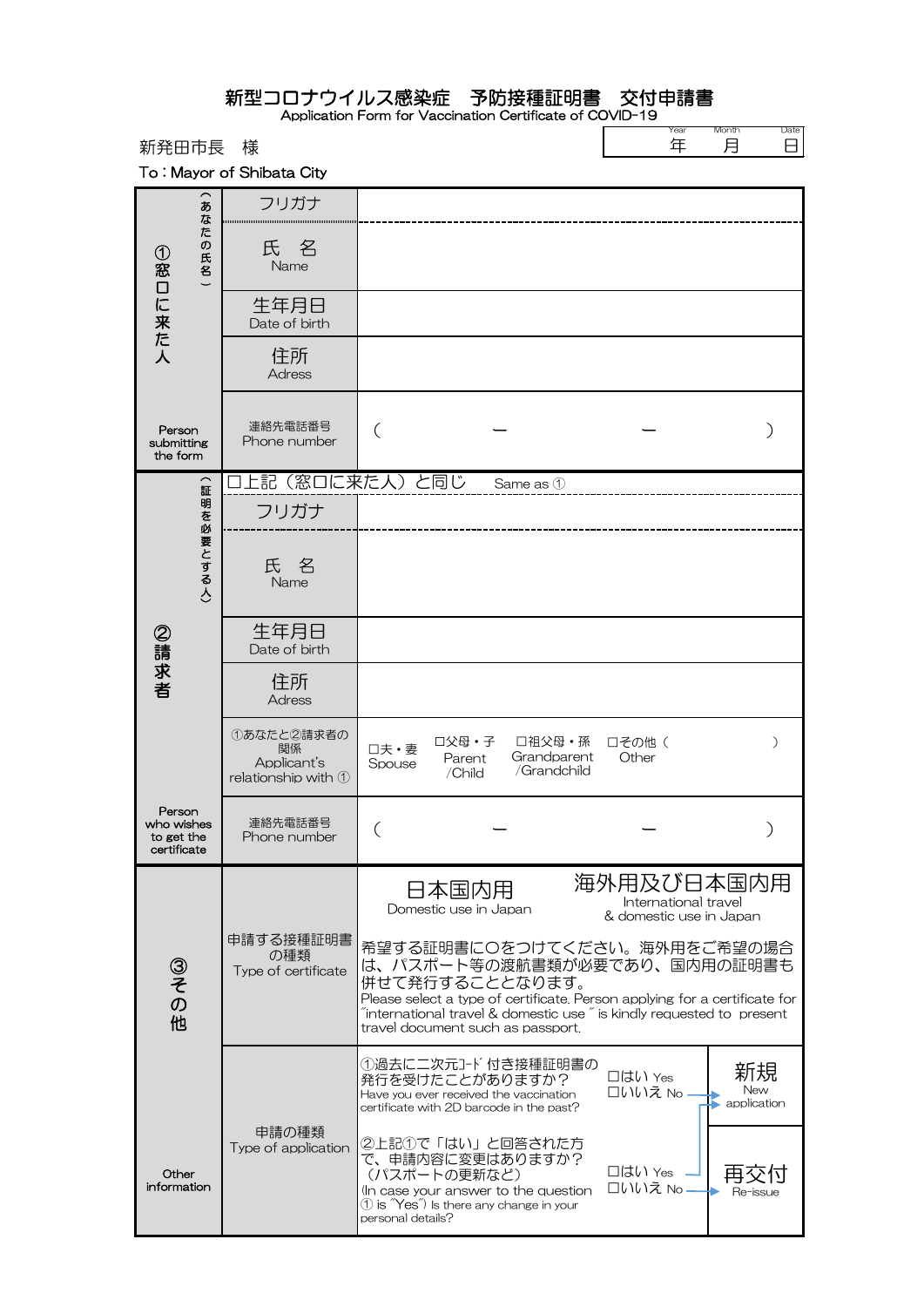# 新型コロナウイルス感染症　予防接種証明書　交付申請書

Application Form for Vaccination Certificate of COVID-19

新発田市長　様

To：Mayor of Shibata City

| Year | Month | Date |
| --- | --- | --- |
| 年 | 月 | 日 |

| | | |
| --- | --- | --- |
| ①窓口に来た人（あなたの氏名）Person submitting the form | フリガナ | |
| | 氏　名 Name | |
| | 生年月日 Date of birth | |
| | 住所 Adress | |
| | 連絡先電話番号 Phone number | （　　　－　　　－　　　） |
| ②請求者（証明を必要とする人）Person who wishes to get the certificate | □上記（窓口に来た人）と同じ　Same as ① | |
| | フリガナ | |
| | 氏　名 Name | |
| | 生年月日 Date of birth | |
| | 住所 Adress | |
| | ①あなたと②請求者の関係 Applicant's relationship with ① | □夫・妻 Spouse　□父母・子 Parent /Child　□祖父母・孫 Grandparent /Grandchild　□その他（　　　）Other |
| | 連絡先電話番号 Phone number | （　　　－　　　－　　　） |
| ③その他 Other information | 申請する接種証明書の種類 Type of certificate | 日本国内用 Domestic use in Japan　　海外用及び日本国内用 International travel & domestic use in Japan<br>希望する証明書に〇をつけてください。海外用をご希望の場合は、パスポート等の渡航書類が必要であり、国内用の証明書も併せて発行することとなります。<br>Please select a type of certificate. Person applying for a certificate for "international travel & domestic use" is kindly requested to present travel document such as passport. |
| | 申請の種類 Type of application | ①過去に二次元ｺｰﾄﾞ付き接種証明書の発行を受けたことがありますか？ Have you ever received the vaccination certificate with 2D barcode in the past?　□はい Yes　□いいえ No → 新規 New application<br>②上記①で「はい」と回答された方で、申請内容に変更はありますか？（パスポートの更新など） (In case your answer to the question ① is "Yes") Is there any change in your personal details?　□はい Yes → 新規 New application　□いいえ No → 再交付 Re-issue |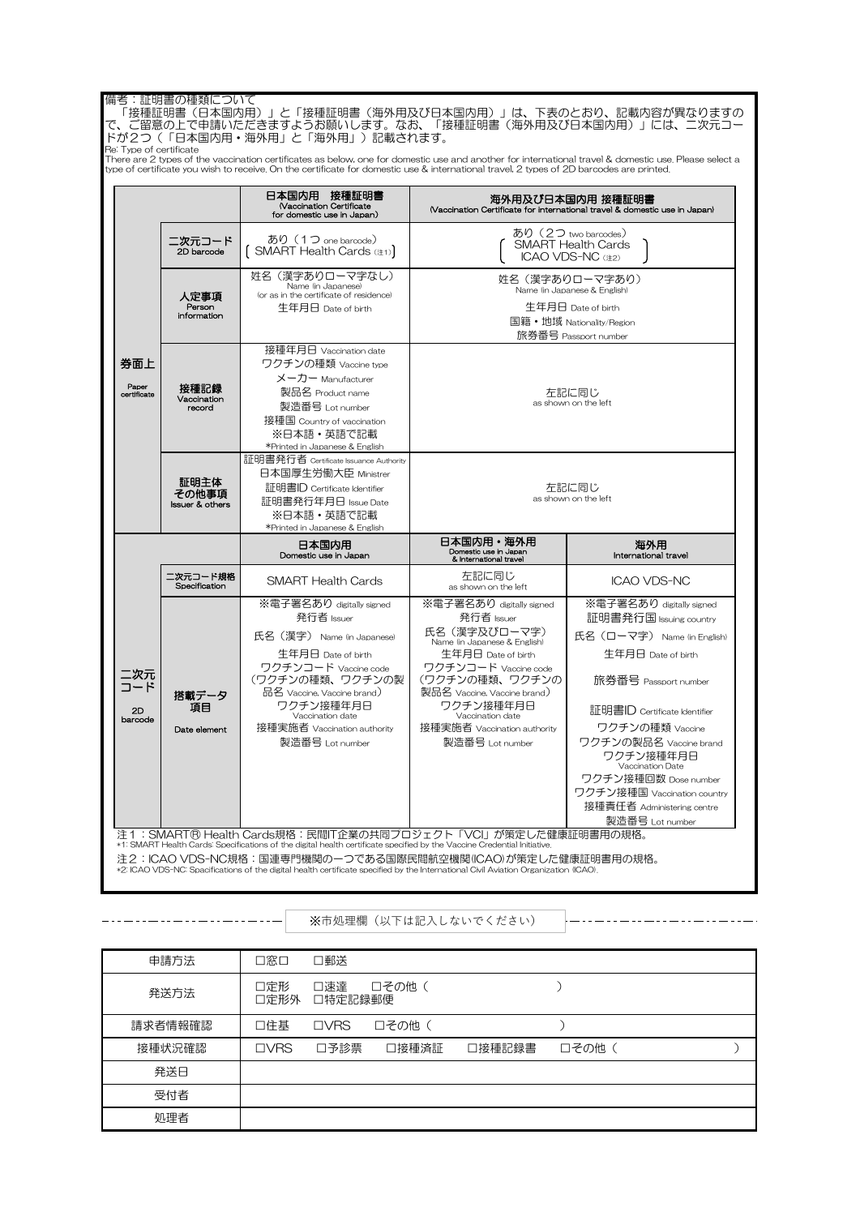備考：証明書の種類について

「接種証明書（日本国内用）」と「接種証明書（海外用及び日本国内用）」は、下表のとおり、記載内容が異なりますので、ご留意の上で申請いただきますようお願いします。なお、「接種証明書（海外用及び日本国内用）」には、二次元コードが２つ（「日本国内用・海外用」と「海外用」）記載されます。

Re: Type of certificate

There are 2 types of the vaccination certificates as below, one for domestic use and another for international travel & domestic use. Please select a type of certificate you wish to receive. On the certificate for domestic use & international travel, 2 types of 2D barcodes are printed.

| | | 日本国内用 接種証明書 (Vaccination Certificate for domestic use in Japan) | 海外用及び日本国内用 接種証明書 (Vaccination Certificate for international travel & domestic use in Japan) | |
|---|---|---|---|---|
| 券面上 Paper certificate | 二次元コード 2D barcode | あり（１つ one barcode） [ SMART Health Cards (注1) ] | あり（２つ two barcodes） ( SMART Health Cards ICAO VDS-NC (注2) ) | |
| | 人定事項 Person information | 姓名（漢字ありローマ字なし） Name (in Japanese) (or as in the certificate of residence)<br>生年月日 Date of birth | 姓名（漢字ありローマ字あり） Name (in Japanese & English)<br>生年月日 Date of birth<br>国籍・地域 Nationality/Region<br>旅券番号 Passport number | |
| | 接種記録 Vaccination record | 接種年月日 Vaccination date<br>ワクチンの種類 Vaccine type<br>メーカー Manufacturer<br>製品名 Product name<br>製造番号 Lot number<br>接種国 Country of vaccination<br>※日本語・英語で記載 *Printed in Japanese & English | 左記に同じ as shown on the left | |
| | 証明主体その他事項 Issuer & others | 証明書発行者 Certificate Issuance Authority<br>日本国厚生労働大臣 Ministrer<br>証明書ID Certificate Identifier<br>証明書発行年月日 Issue Date<br>※日本語・英語で記載 *Printed in Japanese & English | 左記に同じ as shown on the left | |
| 二次元コード 2D barcode | | 日本国内用 Domestic use in Japan | 日本国内用・海外用 Domestic use in Japan & International travel | 海外用 International travel |
| | 二次元コード規格 Specification | SMART Health Cards | 左記に同じ as shown on the left | ICAO VDS-NC |
| | 搭載データ項目 Date element | ※電子署名あり digitally signed<br>発行者 Issuer<br>氏名（漢字） Name (in Japanese)<br>生年月日 Date of birth<br>ワクチンコード Vaccine code (ワクチンの種類、ワクチンの製品名 Vaccine, Vaccine brand)<br>ワクチン接種年月日 Vaccination date<br>接種実施者 Vaccination authority<br>製造番号 Lot number | ※電子署名あり digitally signed<br>発行者 Issuer<br>氏名（漢字及びローマ字） Name (in Japanese & English)<br>生年月日 Date of birth<br>ワクチンコード Vaccine code (ワクチンの種類、ワクチンの製品名 Vaccine, Vaccine brand)<br>ワクチン接種年月日 Vaccination date<br>接種実施者 Vaccination authority<br>製造番号 Lot number | ※電子署名あり digitally signed<br>証明書発行国 Issuing country<br>氏名（ローマ字） Name (in English)<br>生年月日 Date of birth<br>旅券番号 Passport number<br>証明書ID Certificate Identifier<br>ワクチンの種類 Vaccine<br>ワクチンの製品名 Vaccine brand<br>ワクチン接種年月日 Vaccination Date<br>ワクチン接種回数 Dose number<br>ワクチン接種国 Vaccination country<br>接種責任者 Administering centre<br>製造番号 Lot number |

注1：SMART® Health Cards規格：民間IT企業の共同プロジェクト「VCI」が策定した健康証明書用の規格。
*1: SMART Health Cards: Specifications of the digital health certificate specified by the Vaccine Credential Initiative.

注2：ICAO VDS-NC規格：国連専門機関の一つである国際民間航空機関(ICAO)が策定した健康証明書用の規格。
*2: ICAO VDS-NC: Spacifications of the digital health certificate specified by the International Civil Aviation Organization (ICAO).

※市処理欄（以下は記入しないでください）

| | |
|---|---|
| 申請方法 | □窓口　□郵送 |
| 発送方法 | □定形　□速達　□その他（　　　　）<br>□定形外　□特定記録郵便 |
| 請求者情報確認 | □住基　□VRS　□その他（　　　　） |
| 接種状況確認 | □VRS　□予診票　□接種済証　□接種記録書　□その他（　　　　） |
| 発送日 | |
| 受付者 | |
| 処理者 | |